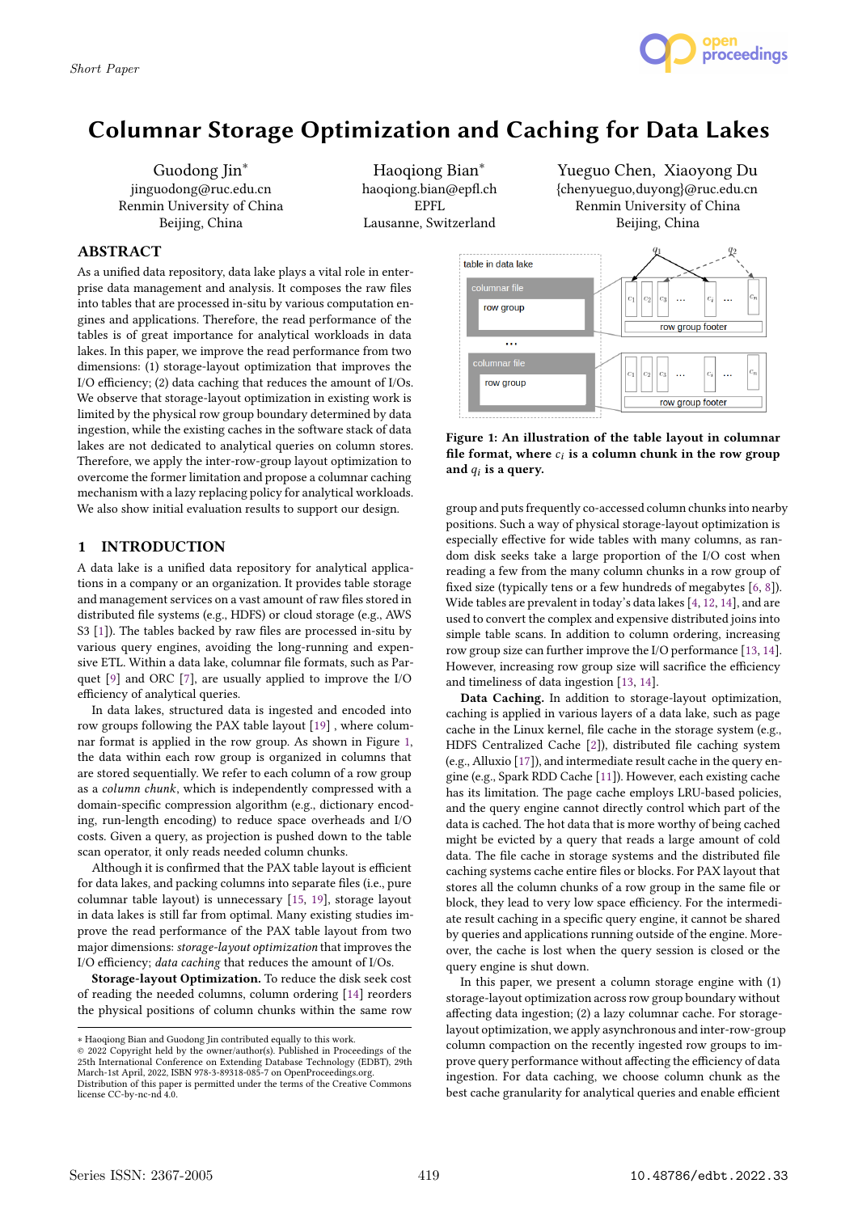Short Paper

# Columnar Storage Optimization and Caching for Data Lakes

Guodong Jin*
jinguodong@ruc.edu.cn
Renmin University of China
Beijing, China

Haoqiong Bian*
haoqiong.bian@epfl.ch
EPFL
Lausanne, Switzerland

Yueguo Chen, Xiaoyong Du
{chenyueguo,duyong}@ruc.edu.cn
Renmin University of China
Beijing, China

## ABSTRACT

As a unified data repository, data lake plays a vital role in enterprise data management and analysis. It composes the raw files into tables that are processed in-situ by various computation engines and applications. Therefore, the read performance of the tables is of great importance for analytical workloads in data lakes. In this paper, we improve the read performance from two dimensions: (1) storage-layout optimization that improves the I/O efficiency; (2) data caching that reduces the amount of I/Os. We observe that storage-layout optimization in existing work is limited by the physical row group boundary determined by data ingestion, while the existing caches in the software stack of data lakes are not dedicated to analytical queries on column stores. Therefore, we apply the inter-row-group layout optimization to overcome the former limitation and propose a columnar caching mechanism with a lazy replacing policy for analytical workloads. We also show initial evaluation results to support our design.

## 1 INTRODUCTION

A data lake is a unified data repository for analytical applications in a company or an organization. It provides table storage and management services on a vast amount of raw files stored in distributed file systems (e.g., HDFS) or cloud storage (e.g., AWS S3 [1]). The tables backed by raw files are processed in-situ by various query engines, avoiding the long-running and expensive ETL. Within a data lake, columnar file formats, such as Parquet [9] and ORC [7], are usually applied to improve the I/O efficiency of analytical queries.

In data lakes, structured data is ingested and encoded into row groups following the PAX table layout [19] , where columnar format is applied in the row group. As shown in Figure 1, the data within each row group is organized in columns that are stored sequentially. We refer to each column of a row group as a *column chunk*, which is independently compressed with a domain-specific compression algorithm (e.g., dictionary encoding, run-length encoding) to reduce space overheads and I/O costs. Given a query, as projection is pushed down to the table scan operator, it only reads needed column chunks.

Although it is confirmed that the PAX table layout is efficient for data lakes, and packing columns into separate files (i.e., pure columnar table layout) is unnecessary [15, 19], storage layout in data lakes is still far from optimal. Many existing studies improve the read performance of the PAX table layout from two major dimensions: *storage-layout optimization* that improves the I/O efficiency; *data caching* that reduces the amount of I/Os.

**Storage-layout Optimization.** To reduce the disk seek cost of reading the needed columns, column ordering [14] reorders the physical positions of column chunks within the same row group and puts frequently co-accessed column chunks into nearby positions. Such a way of physical storage-layout optimization is especially effective for wide tables with many columns, as random disk seeks take a large proportion of the I/O cost when reading a few from the many column chunks in a row group of fixed size (typically tens or a few hundreds of megabytes [6, 8]). Wide tables are prevalent in today's data lakes [4, 12, 14], and are used to convert the complex and expensive distributed joins into simple table scans. In addition to column ordering, increasing row group size can further improve the I/O performance [13, 14]. However, increasing row group size will sacrifice the efficiency and timeliness of data ingestion [13, 14].

Figure 1: An illustration of the table layout in columnar file format, where $c_i$ is a column chunk in the row group and $q_i$ is a query.

**Data Caching.** In addition to storage-layout optimization, caching is applied in various layers of a data lake, such as page cache in the Linux kernel, file cache in the storage system (e.g., HDFS Centralized Cache [2]), distributed file caching system (e.g., Alluxio [17]), and intermediate result cache in the query engine (e.g., Spark RDD Cache [11]). However, each existing cache has its limitation. The page cache employs LRU-based policies, and the query engine cannot directly control which part of the data is cached. The hot data that is more worthy of being cached might be evicted by a query that reads a large amount of cold data. The file cache in storage systems and the distributed file caching systems cache entire files or blocks. For PAX layout that stores all the column chunks of a row group in the same file or block, they lead to very low space efficiency. For the intermediate result caching in a specific query engine, it cannot be shared by queries and applications running outside of the engine. Moreover, the cache is lost when the query session is closed or the query engine is shut down.

In this paper, we present a column storage engine with (1) storage-layout optimization across row group boundary without affecting data ingestion; (2) a lazy columnar cache. For storage-layout optimization, we apply asynchronous and inter-row-group column compaction on the recently ingested row groups to improve query performance without affecting the efficiency of data ingestion. For data caching, we choose column chunk as the best cache granularity for analytical queries and enable efficient

∗ Haoqiong Bian and Guodong Jin contributed equally to this work.
© 2022 Copyright held by the owner/author(s). Published in Proceedings of the 25th International Conference on Extending Database Technology (EDBT), 29th March-1st April, 2022, ISBN 978-3-89318-085-7 on OpenProceedings.org.
Distribution of this paper is permitted under the terms of the Creative Commons license CC-by-nc-nd 4.0.

Series ISSN: 2367-2005 | 10.48786/edbt.2022.33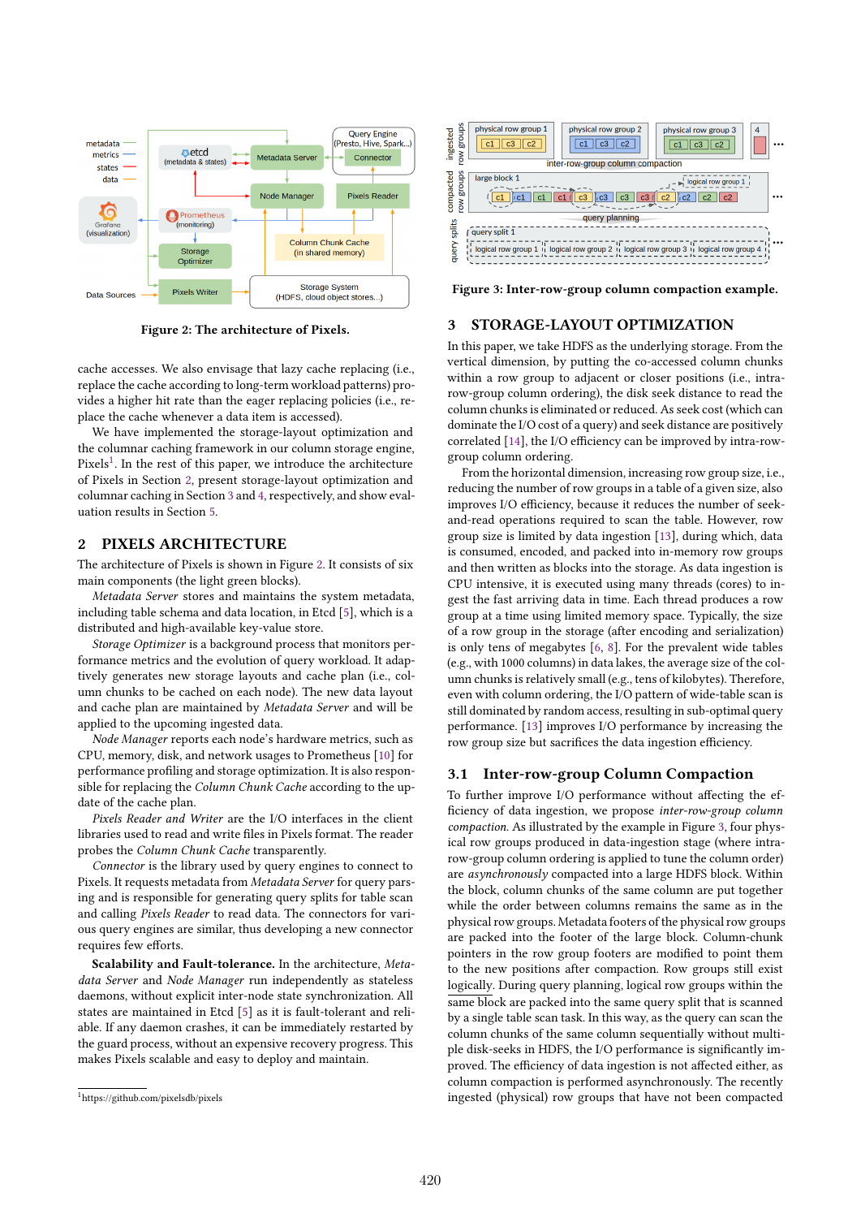Figure 2: The architecture of Pixels.

cache accesses. We also envisage that lazy cache replacing (i.e., replace the cache according to long-term workload patterns) provides a higher hit rate than the eager replacing policies (i.e., replace the cache whenever a data item is accessed).

We have implemented the storage-layout optimization and the columnar caching framework in our column storage engine, Pixels[1]. In the rest of this paper, we introduce the architecture of Pixels in Section 2, present storage-layout optimization and columnar caching in Section 3 and 4, respectively, and show evaluation results in Section 5.

## 2 PIXELS ARCHITECTURE

The architecture of Pixels is shown in Figure 2. It consists of six main components (the light green blocks).

*Metadata Server* stores and maintains the system metadata, including table schema and data location, in Etcd [5], which is a distributed and high-available key-value store.

*Storage Optimizer* is a background process that monitors performance metrics and the evolution of query workload. It adaptively generates new storage layouts and cache plan (i.e., column chunks to be cached on each node). The new data layout and cache plan are maintained by *Metadata Server* and will be applied to the upcoming ingested data.

*Node Manager* reports each node's hardware metrics, such as CPU, memory, disk, and network usages to Prometheus [10] for performance profiling and storage optimization. It is also responsible for replacing the *Column Chunk Cache* according to the update of the cache plan.

*Pixels Reader and Writer* are the I/O interfaces in the client libraries used to read and write files in Pixels format. The reader probes the *Column Chunk Cache* transparently.

*Connector* is the library used by query engines to connect to Pixels. It requests metadata from *Metadata Server* for query parsing and is responsible for generating query splits for table scan and calling *Pixels Reader* to read data. The connectors for various query engines are similar, thus developing a new connector requires few efforts.

**Scalability and Fault-tolerance.** In the architecture, *Metadata Server* and *Node Manager* run independently as stateless daemons, without explicit inter-node state synchronization. All states are maintained in Etcd [5] as it is fault-tolerant and reliable. If any daemon crashes, it can be immediately restarted by the guard process, without an expensive recovery progress. This makes Pixels scalable and easy to deploy and maintain.

[1] https://github.com/pixelsdb/pixels

Figure 3: Inter-row-group column compaction example.

## 3 STORAGE-LAYOUT OPTIMIZATION

In this paper, we take HDFS as the underlying storage. From the vertical dimension, by putting the co-accessed column chunks within a row group to adjacent or closer positions (i.e., intra-row-group column ordering), the disk seek distance to read the column chunks is eliminated or reduced. As seek cost (which can dominate the I/O cost of a query) and seek distance are positively correlated [14], the I/O efficiency can be improved by intra-row-group column ordering.

From the horizontal dimension, increasing row group size, i.e., reducing the number of row groups in a table of a given size, also improves I/O efficiency, because it reduces the number of seek-and-read operations required to scan the table. However, row group size is limited by data ingestion [13], during which, data is consumed, encoded, and packed into in-memory row groups and then written as blocks into the storage. As data ingestion is CPU intensive, it is executed using many threads (cores) to ingest the fast arriving data in time. Each thread produces a row group at a time using limited memory space. Typically, the size of a row group in the storage (after encoding and serialization) is only tens of megabytes [6, 8]. For the prevalent wide tables (e.g., with 1000 columns) in data lakes, the average size of the column chunks is relatively small (e.g., tens of kilobytes). Therefore, even with column ordering, the I/O pattern of wide-table scan is still dominated by random access, resulting in sub-optimal query performance. [13] improves I/O performance by increasing the row group size but sacrifices the data ingestion efficiency.

### 3.1 Inter-row-group Column Compaction

To further improve I/O performance without affecting the efficiency of data ingestion, we propose *inter-row-group column compaction*. As illustrated by the example in Figure 3, four physical row groups produced in data-ingestion stage (where intra-row-group column ordering is applied to tune the column order) are *asynchronously* compacted into a large HDFS block. Within the block, column chunks of the same column are put together while the order between columns remains the same as in the physical row groups. Metadata footers of the physical row groups are packed into the footer of the large block. Column-chunk pointers in the row group footers are modified to point them to the new positions after compaction. Row groups still exist logically. During query planning, logical row groups within the same block are packed into the same query split that is scanned by a single table scan task. In this way, as the query can scan the column chunks of the same column sequentially without multiple disk-seeks in HDFS, the I/O performance is significantly improved. The efficiency of data ingestion is not affected either, as column compaction is performed asynchronously. The recently ingested (physical) row groups that have not been compacted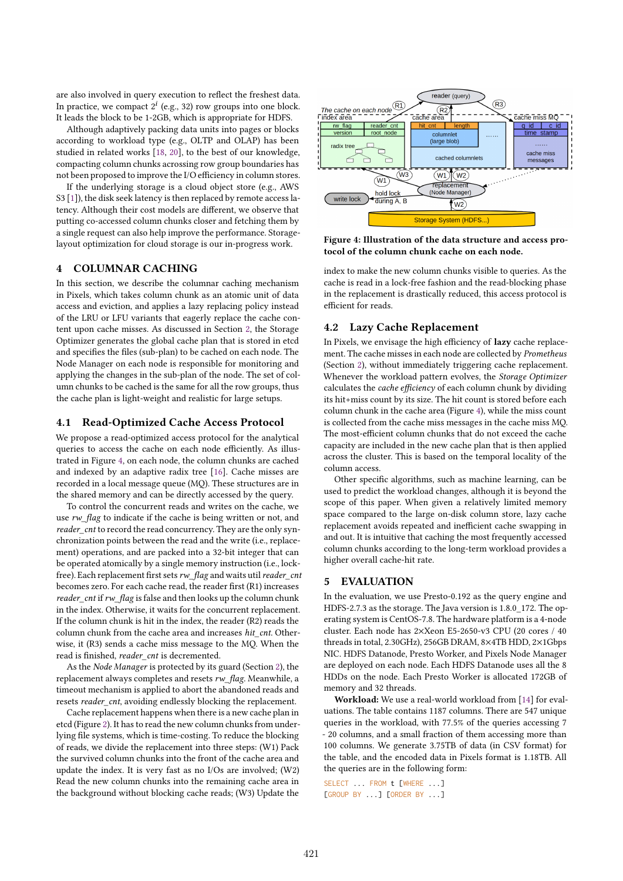are also involved in query execution to reflect the freshest data. In practice, we compact $2^i$ (e.g., 32) row groups into one block. It leads the block to be 1-2GB, which is appropriate for HDFS.

Although adaptively packing data units into pages or blocks according to workload type (e.g., OLTP and OLAP) has been studied in related works [18, 20], to the best of our knowledge, compacting column chunks acrossing row group boundaries has not been proposed to improve the I/O efficiency in column stores.

If the underlying storage is a cloud object store (e.g., AWS S3 [1]), the disk seek latency is then replaced by remote access latency. Although their cost models are different, we observe that putting co-accessed column chunks closer and fetching them by a single request can also help improve the performance. Storage-layout optimization for cloud storage is our in-progress work.

## 4 COLUMNAR CACHING

In this section, we describe the columnar caching mechanism in Pixels, which takes column chunk as an atomic unit of data access and eviction, and applies a lazy replacing policy instead of the LRU or LFU variants that eagerly replace the cache content upon cache misses. As discussed in Section 2, the Storage Optimizer generates the global cache plan that is stored in etcd and specifies the files (sub-plan) to be cached on each node. The Node Manager on each node is responsible for monitoring and applying the changes in the sub-plan of the node. The set of column chunks to be cached is the same for all the row groups, thus the cache plan is light-weight and realistic for large setups.

### 4.1 Read-Optimized Cache Access Protocol

We propose a read-optimized access protocol for the analytical queries to access the cache on each node efficiently. As illustrated in Figure 4, on each node, the column chunks are cached and indexed by an adaptive radix tree [16]. Cache misses are recorded in a local message queue (MQ). These structures are in the shared memory and can be directly accessed by the query.

To control the concurrent reads and writes on the cache, we use *rw_flag* to indicate if the cache is being written or not, and *reader_cnt* to record the read concurrency. They are the only synchronization points between the read and the write (i.e., replacement) operations, and are packed into a 32-bit integer that can be operated atomically by a single memory instruction (i.e., lock-free). Each replacement first sets *rw_flag* and waits util *reader_cnt* becomes zero. For each cache read, the reader first (R1) increases *reader_cnt* if *rw_flag* is false and then looks up the column chunk in the index. Otherwise, it waits for the concurrent replacement. If the column chunk is hit in the index, the reader (R2) reads the column chunk from the cache area and increases *hit_cnt*. Otherwise, it (R3) sends a cache miss message to the MQ. When the read is finished, *reader_cnt* is decremented.

As the *Node Manager* is protected by its guard (Section 2), the replacement always completes and resets *rw_flag*. Meanwhile, a timeout mechanism is applied to abort the abandoned reads and resets *reader_cnt*, avoiding endlessly blocking the replacement.

Cache replacement happens when there is a new cache plan in etcd (Figure 2). It has to read the new column chunks from underlying file systems, which is time-costing. To reduce the blocking of reads, we divide the replacement into three steps: (W1) Pack the survived column chunks into the front of the cache area and update the index. It is very fast as no I/Os are involved; (W2) Read the new column chunks into the remaining cache area in the background without blocking cache reads; (W3) Update the index to make the new column chunks visible to queries. As the cache is read in a lock-free fashion and the read-blocking phase in the replacement is drastically reduced, this access protocol is efficient for reads.

**Figure 4: Illustration of the data structure and access protocol of the column chunk cache on each node.**

### 4.2 Lazy Cache Replacement

In Pixels, we envisage the high efficiency of **lazy** cache replacement. The cache misses in each node are collected by *Prometheus* (Section 2), without immediately triggering cache replacement. Whenever the workload pattern evolves, the *Storage Optimizer* calculates the *cache efficiency* of each column chunk by dividing its hit+miss count by its size. The hit count is stored before each column chunk in the cache area (Figure 4), while the miss count is collected from the cache miss messages in the cache miss MQ. The most-efficient column chunks that do not exceed the cache capacity are included in the new cache plan that is then applied across the cluster. This is based on the temporal locality of the column access.

Other specific algorithms, such as machine learning, can be used to predict the workload changes, although it is beyond the scope of this paper. When given a relatively limited memory space compared to the large on-disk column store, lazy cache replacement avoids repeated and inefficient cache swapping in and out. It is intuitive that caching the most frequently accessed column chunks according to the long-term workload provides a higher overall cache-hit rate.

## 5 EVALUATION

In the evaluation, we use Presto-0.192 as the query engine and HDFS-2.7.3 as the storage. The Java version is 1.8.0_172. The operating system is CentOS-7.8. The hardware platform is a 4-node cluster. Each node has 2×Xeon E5-2650-v3 CPU (20 cores / 40 threads in total, 2.30GHz), 256GB DRAM, 8×4TB HDD, 2×1Gbps NIC. HDFS Datanode, Presto Worker, and Pixels Node Manager are deployed on each node. Each HDFS Datanode uses all the 8 HDDs on the node. Each Presto Worker is allocated 172GB of memory and 32 threads.

**Workload:** We use a real-world workload from [14] for evaluations. The table contains 1187 columns. There are 547 unique queries in the workload, with 77.5% of the queries accessing 7 - 20 columns, and a small fraction of them accessing more than 100 columns. We generate 3.75TB of data (in CSV format) for the table, and the encoded data in Pixels format is 1.18TB. All the queries are in the following form:

```
SELECT ... FROM t [WHERE ...]
[GROUP BY ...] [ORDER BY ...]
```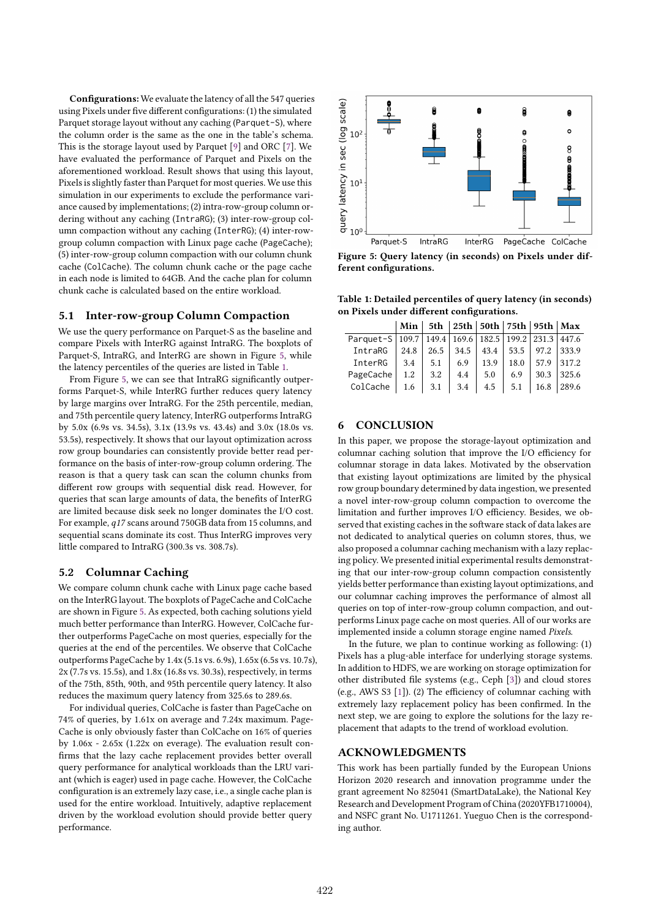**Configurations:** We evaluate the latency of all the 547 queries using Pixels under five different configurations: (1) the simulated Parquet storage layout without any caching (Parquet-S), where the column order is the same as the one in the table's schema. This is the storage layout used by Parquet [9] and ORC [7]. We have evaluated the performance of Parquet and Pixels on the aforementioned workload. Result shows that using this layout, Pixels is slightly faster than Parquet for most queries. We use this simulation in our experiments to exclude the performance variance caused by implementations; (2) intra-row-group column ordering without any caching (IntraRG); (3) inter-row-group column compaction without any caching (InterRG); (4) inter-row-group column compaction with Linux page cache (PageCache); (5) inter-row-group column compaction with our column chunk cache (ColCache). The column chunk cache or the page cache in each node is limited to 64GB. And the cache plan for column chunk cache is calculated based on the entire workload.

## 5.1 Inter-row-group Column Compaction

We use the query performance on Parquet-S as the baseline and compare Pixels with InterRG against IntraRG. The boxplots of Parquet-S, IntraRG, and InterRG are shown in Figure 5, while the latency percentiles of the queries are listed in Table 1.

From Figure 5, we can see that IntraRG significantly outperforms Parquet-S, while InterRG further reduces query latency by large margins over IntraRG. For the 25th percentile, median, and 75th percentile query latency, InterRG outperforms IntraRG by 5.0x (6.9s vs. 34.5s), 3.1x (13.9s vs. 43.4s) and 3.0x (18.0s vs. 53.5s), respectively. It shows that our layout optimization across row group boundaries can consistently provide better read performance on the basis of inter-row-group column ordering. The reason is that a query task can scan the column chunks from different row groups with sequential disk read. However, for queries that scan large amounts of data, the benefits of InterRG are limited because disk seek no longer dominates the I/O cost. For example, *q17* scans around 750GB data from 15 columns, and sequential scans dominate its cost. Thus InterRG improves very little compared to IntraRG (300.3s vs. 308.7s).

## 5.2 Columnar Caching

We compare column chunk cache with Linux page cache based on the InterRG layout. The boxplots of PageCache and ColCache are shown in Figure 5. As expected, both caching solutions yield much better performance than InterRG. However, ColCache further outperforms PageCache on most queries, especially for the queries at the end of the percentiles. We observe that ColCache outperforms PageCache by 1.4x (5.1s vs. 6.9s), 1.65x (6.5s vs. 10.7s), 2x (7.7s vs. 15.5s), and 1.8x (16.8s vs. 30.3s), respectively, in terms of the 75th, 85th, 90th, and 95th percentile query latency. It also reduces the maximum query latency from 325.6s to 289.6s.

For individual queries, ColCache is faster than PageCache on 74% of queries, by 1.61x on average and 7.24x maximum. PageCache is only obviously faster than ColCache on 16% of queries by 1.06x - 2.65x (1.22x on average). The evaluation result confirms that the lazy cache replacement provides better overall query performance for analytical workloads than the LRU variant (which is eager) used in page cache. However, the ColCache configuration is an extremely lazy case, i.e., a single cache plan is used for the entire workload. Intuitively, adaptive replacement driven by the workload evolution should provide better query performance.

**Figure 5: Query latency (in seconds) on Pixels under different configurations.**

**Table 1: Detailed percentiles of query latency (in seconds) on Pixels under different configurations.**

| | Min | 5th | 25th | 50th | 75th | 95th | Max |
|---|---|---|---|---|---|---|---|
| Parquet-S | 109.7 | 149.4 | 169.6 | 182.5 | 199.2 | 231.3 | 447.6 |
| IntraRG | 24.8 | 26.5 | 34.5 | 43.4 | 53.5 | 97.2 | 333.9 |
| InterRG | 3.4 | 5.1 | 6.9 | 13.9 | 18.0 | 57.9 | 317.2 |
| PageCache | 1.2 | 3.2 | 4.4 | 5.0 | 6.9 | 30.3 | 325.6 |
| ColCache | 1.6 | 3.1 | 3.4 | 4.5 | 5.1 | 16.8 | 289.6 |

# 6 CONCLUSION

In this paper, we propose the storage-layout optimization and columnar caching solution that improve the I/O efficiency for columnar storage in data lakes. Motivated by the observation that existing layout optimizations are limited by the physical row group boundary determined by data ingestion, we presented a novel inter-row-group column compaction to overcome the limitation and further improves I/O efficiency. Besides, we observed that existing caches in the software stack of data lakes are not dedicated to analytical queries on column stores, thus, we also proposed a columnar caching mechanism with a lazy replacing policy. We presented initial experimental results demonstrating that our inter-row-group column compaction consistently yields better performance than existing layout optimizations, and our columnar caching improves the performance of almost all queries on top of inter-row-group column compaction, and outperforms Linux page cache on most queries. All of our works are implemented inside a column storage engine named *Pixels*.

In the future, we plan to continue working as following: (1) Pixels has a plug-able interface for underlying storage systems. In addition to HDFS, we are working on storage optimization for other distributed file systems (e.g., Ceph [3]) and cloud stores (e.g., AWS S3 [1]). (2) The efficiency of columnar caching with extremely lazy replacement policy has been confirmed. In the next step, we are going to explore the solutions for the lazy replacement that adapts to the trend of workload evolution.

# ACKNOWLEDGMENTS

This work has been partially funded by the European Unions Horizon 2020 research and innovation programme under the grant agreement No 825041 (SmartDataLake), the National Key Research and Development Program of China (2020YFB1710004), and NSFC grant No. U1711261. Yueguo Chen is the corresponding author.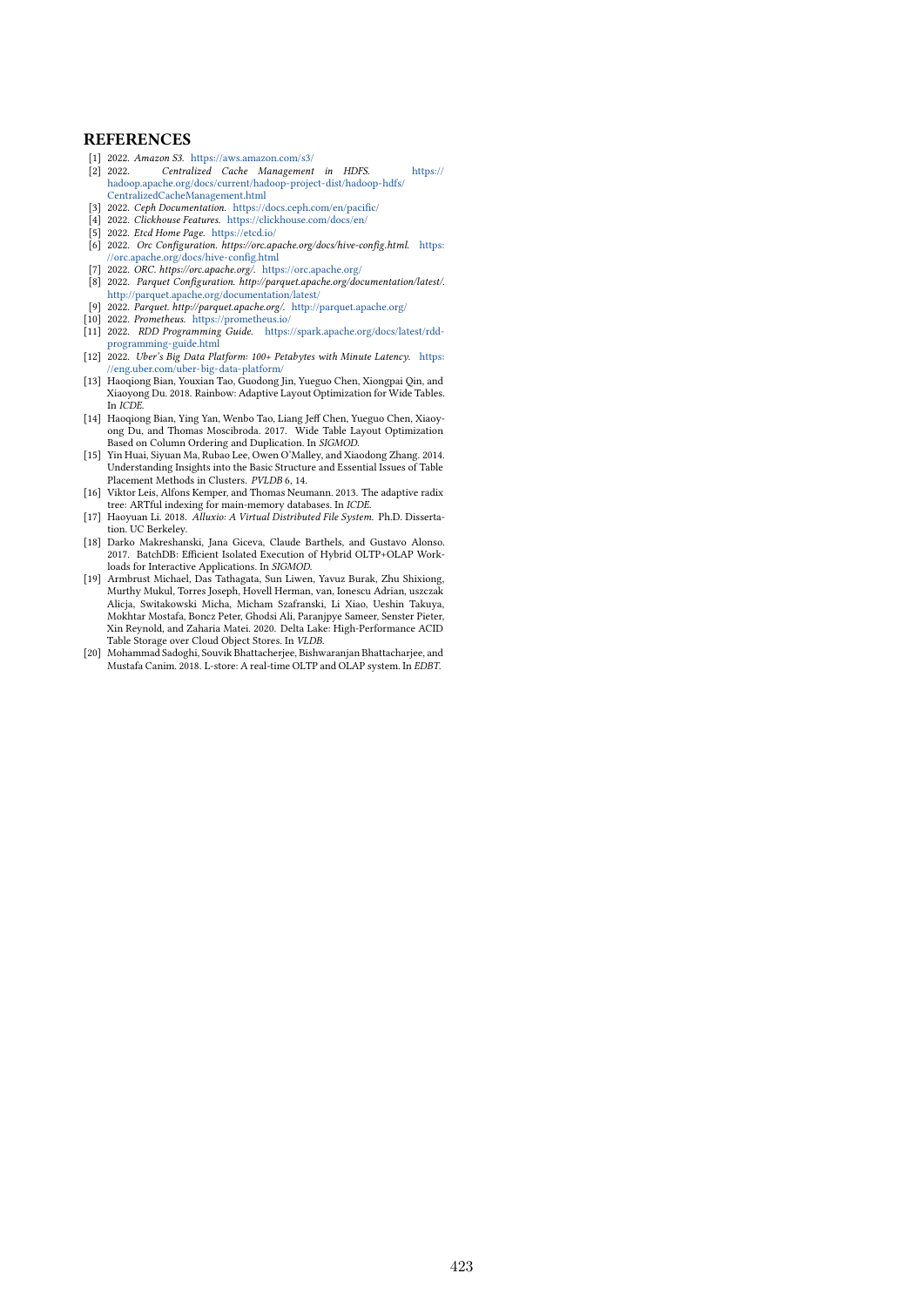## REFERENCES

[1] 2022. *Amazon S3.* https://aws.amazon.com/s3/

[2] 2022. *Centralized Cache Management in HDFS.* https://hadoop.apache.org/docs/current/hadoop-project-dist/hadoop-hdfs/CentralizedCacheManagement.html

[3] 2022. *Ceph Documentation.* https://docs.ceph.com/en/pacific/

[4] 2022. *Clickhouse Features.* https://clickhouse.com/docs/en/

[5] 2022. *Etcd Home Page.* https://etcd.io/

[6] 2022. *Orc Configuration. https://orc.apache.org/docs/hive-config.html.* https://orc.apache.org/docs/hive-config.html

[7] 2022. *ORC. https://orc.apache.org/.* https://orc.apache.org/

[8] 2022. *Parquet Configuration. http://parquet.apache.org/documentation/latest/.* http://parquet.apache.org/documentation/latest/

[9] 2022. *Parquet. http://parquet.apache.org/.* http://parquet.apache.org/

[10] 2022. *Prometheus.* https://prometheus.io/

[11] 2022. *RDD Programming Guide.* https://spark.apache.org/docs/latest/rdd-programming-guide.html

[12] 2022. *Uber's Big Data Platform: 100+ Petabytes with Minute Latency.* https://eng.uber.com/uber-big-data-platform/

[13] Haoqiong Bian, Youxian Tao, Guodong Jin, Yueguo Chen, Xiongpai Qin, and Xiaoyong Du. 2018. Rainbow: Adaptive Layout Optimization for Wide Tables. In *ICDE*.

[14] Haoqiong Bian, Ying Yan, Wenbo Tao, Liang Jeff Chen, Yueguo Chen, Xiaoyong Du, and Thomas Moscibroda. 2017. Wide Table Layout Optimization Based on Column Ordering and Duplication. In *SIGMOD*.

[15] Yin Huai, Siyuan Ma, Rubao Lee, Owen O'Malley, and Xiaodong Zhang. 2014. Understanding Insights into the Basic Structure and Essential Issues of Table Placement Methods in Clusters. *PVLDB* 6, 14.

[16] Viktor Leis, Alfons Kemper, and Thomas Neumann. 2013. The adaptive radix tree: ARTful indexing for main-memory databases. In *ICDE*.

[17] Haoyuan Li. 2018. *Alluxio: A Virtual Distributed File System.* Ph.D. Dissertation. UC Berkeley.

[18] Darko Makreshanski, Jana Giceva, Claude Barthels, and Gustavo Alonso. 2017. BatchDB: Efficient Isolated Execution of Hybrid OLTP+OLAP Workloads for Interactive Applications. In *SIGMOD*.

[19] Armbrust Michael, Das Tathagata, Sun Liwen, Yavuz Burak, Zhu Shixiong, Murthy Mukul, Torres Joseph, Hovell Herman, van, Ionescu Adrian, uszczak Alicja, Switakowski Micha, Micham Szafranski, Li Xiao, Ueshin Takuya, Mokhtar Mostafa, Boncz Peter, Ghodsi Ali, Paranjpye Sameer, Senster Pieter, Xin Reynold, and Zaharia Matei. 2020. Delta Lake: High-Performance ACID Table Storage over Cloud Object Stores. In *VLDB*.

[20] Mohammad Sadoghi, Souvik Bhattacherjee, Bishwaranjan Bhattacharjee, and Mustafa Canim. 2018. L-store: A real-time OLTP and OLAP system. In *EDBT*.